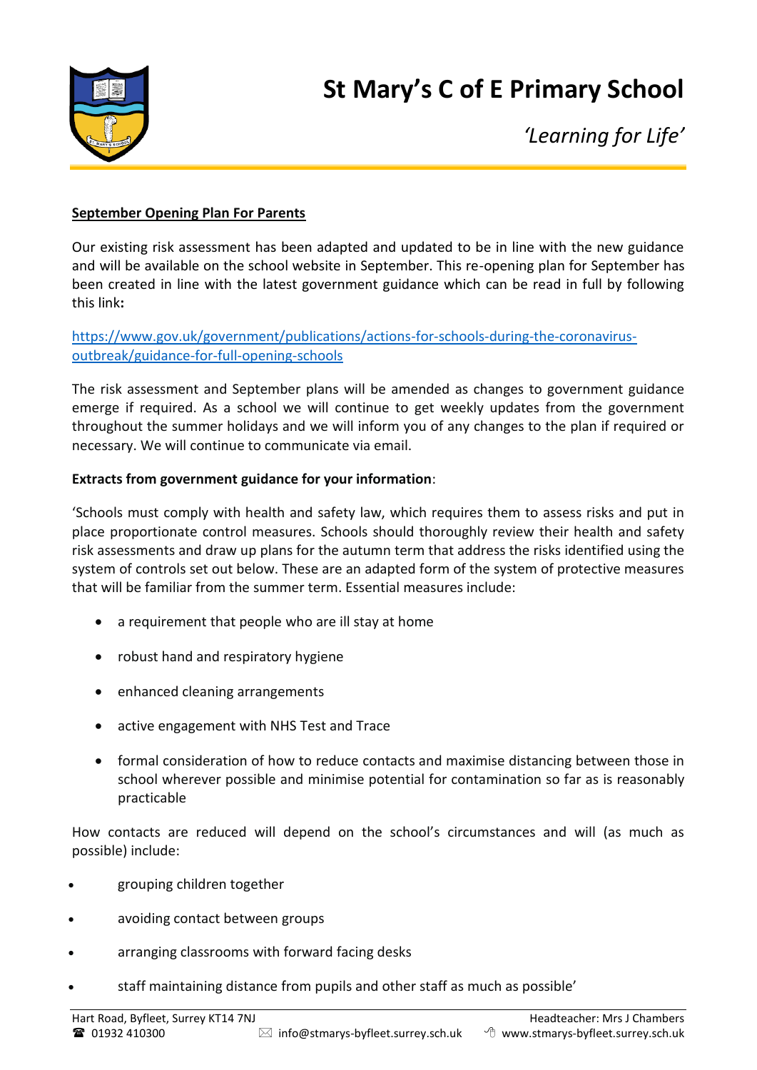# St Mary's C of E Primary School

*'Learning for Life'*

**September Opening Plan For Parents**

Our existing risk assessment has been adapted and updated to be in line with the new guidance and will be available on the school website in September. This re-opening plan for September has been created in line with the latest government guidance which can be read in full by following this link**:**

https://www.gov.uk/government/publications/actions-for-schools-during-the-coronavirus-outbreak/guidance-for-full-opening-schools

The risk assessment and September plans will be amended as changes to government guidance emerge if required. As a school we will continue to get weekly updates from the government throughout the summer holidays and we will inform you of any changes to the plan if required or necessary. We will continue to communicate via email.

**Extracts from government guidance for your information**:

'Schools must comply with health and safety law, which requires them to assess risks and put in place proportionate control measures. Schools should thoroughly review their health and safety risk assessments and draw up plans for the autumn term that address the risks identified using the system of controls set out below. These are an adapted form of the system of protective measures that will be familiar from the summer term. Essential measures include:

- a requirement that people who are ill stay at home
- robust hand and respiratory hygiene
- enhanced cleaning arrangements
- active engagement with NHS Test and Trace
- formal consideration of how to reduce contacts and maximise distancing between those in school wherever possible and minimise potential for contamination so far as is reasonably practicable

How contacts are reduced will depend on the school's circumstances and will (as much as possible) include:

- grouping children together
- avoiding contact between groups
- arranging classrooms with forward facing desks
- staff maintaining distance from pupils and other staff as much as possible'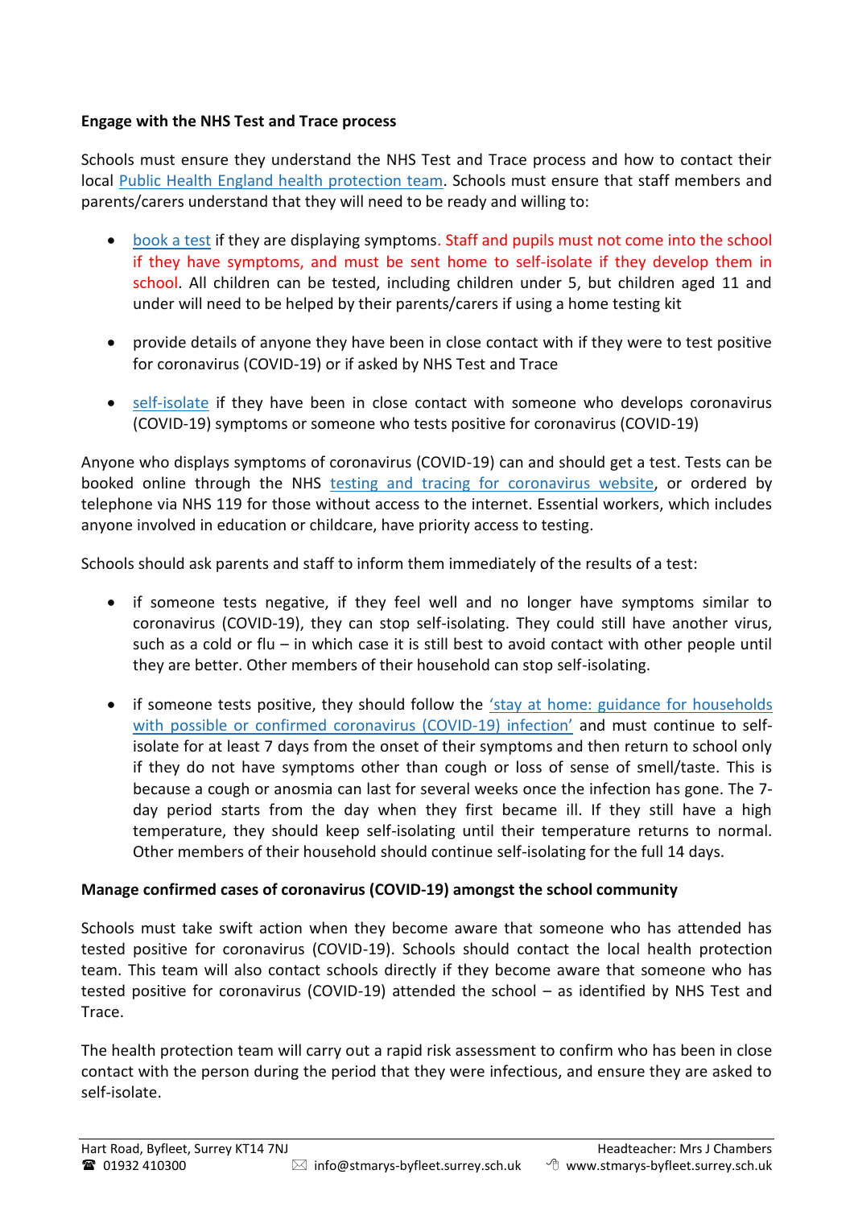**Engage with the NHS Test and Trace process**

Schools must ensure they understand the NHS Test and Trace process and how to contact their local Public Health England health protection team. Schools must ensure that staff members and parents/carers understand that they will need to be ready and willing to:

- book a test if they are displaying symptoms. Staff and pupils must not come into the school if they have symptoms, and must be sent home to self-isolate if they develop them in school. All children can be tested, including children under 5, but children aged 11 and under will need to be helped by their parents/carers if using a home testing kit

- provide details of anyone they have been in close contact with if they were to test positive for coronavirus (COVID-19) or if asked by NHS Test and Trace

- self-isolate if they have been in close contact with someone who develops coronavirus (COVID-19) symptoms or someone who tests positive for coronavirus (COVID-19)

Anyone who displays symptoms of coronavirus (COVID-19) can and should get a test. Tests can be booked online through the NHS testing and tracing for coronavirus website, or ordered by telephone via NHS 119 for those without access to the internet. Essential workers, which includes anyone involved in education or childcare, have priority access to testing.

Schools should ask parents and staff to inform them immediately of the results of a test:

- if someone tests negative, if they feel well and no longer have symptoms similar to coronavirus (COVID-19), they can stop self-isolating. They could still have another virus, such as a cold or flu – in which case it is still best to avoid contact with other people until they are better. Other members of their household can stop self-isolating.

- if someone tests positive, they should follow the 'stay at home: guidance for households with possible or confirmed coronavirus (COVID-19) infection' and must continue to self-isolate for at least 7 days from the onset of their symptoms and then return to school only if they do not have symptoms other than cough or loss of sense of smell/taste. This is because a cough or anosmia can last for several weeks once the infection has gone. The 7-day period starts from the day when they first became ill. If they still have a high temperature, they should keep self-isolating until their temperature returns to normal. Other members of their household should continue self-isolating for the full 14 days.

**Manage confirmed cases of coronavirus (COVID-19) amongst the school community**

Schools must take swift action when they become aware that someone who has attended has tested positive for coronavirus (COVID-19). Schools should contact the local health protection team. This team will also contact schools directly if they become aware that someone who has tested positive for coronavirus (COVID-19) attended the school – as identified by NHS Test and Trace.

The health protection team will carry out a rapid risk assessment to confirm who has been in close contact with the person during the period that they were infectious, and ensure they are asked to self-isolate.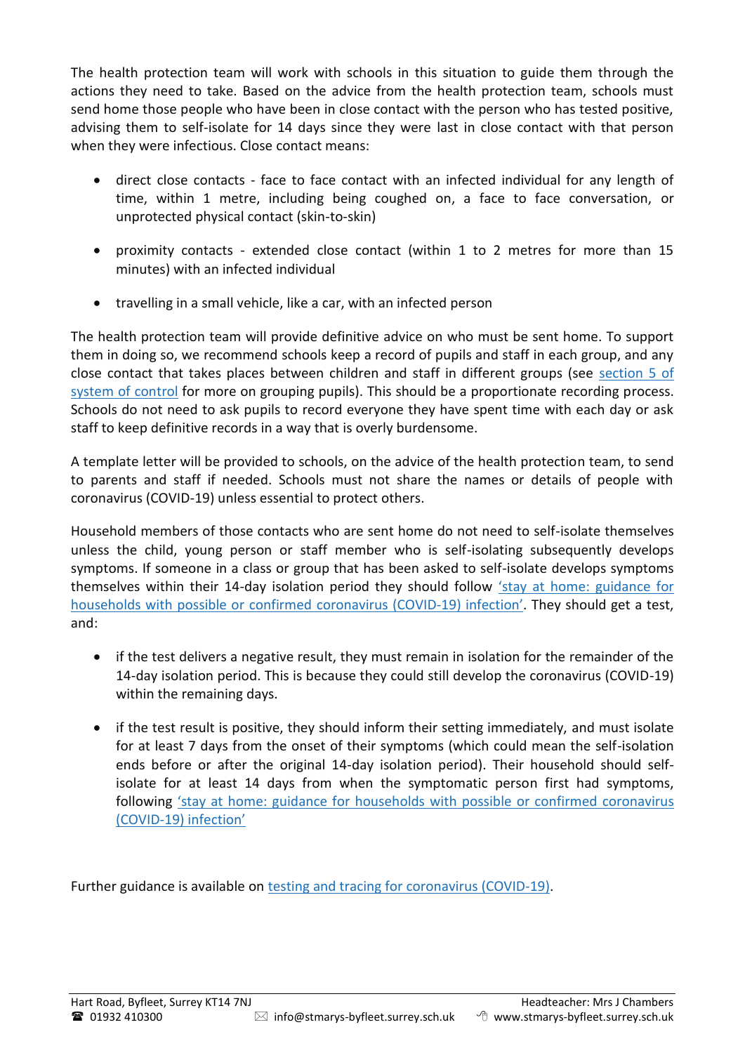The health protection team will work with schools in this situation to guide them through the actions they need to take. Based on the advice from the health protection team, schools must send home those people who have been in close contact with the person who has tested positive, advising them to self-isolate for 14 days since they were last in close contact with that person when they were infectious. Close contact means:

- direct close contacts - face to face contact with an infected individual for any length of time, within 1 metre, including being coughed on, a face to face conversation, or unprotected physical contact (skin-to-skin)
- proximity contacts - extended close contact (within 1 to 2 metres for more than 15 minutes) with an infected individual
- travelling in a small vehicle, like a car, with an infected person

The health protection team will provide definitive advice on who must be sent home. To support them in doing so, we recommend schools keep a record of pupils and staff in each group, and any close contact that takes places between children and staff in different groups (see section 5 of system of control for more on grouping pupils). This should be a proportionate recording process. Schools do not need to ask pupils to record everyone they have spent time with each day or ask staff to keep definitive records in a way that is overly burdensome.

A template letter will be provided to schools, on the advice of the health protection team, to send to parents and staff if needed. Schools must not share the names or details of people with coronavirus (COVID-19) unless essential to protect others.

Household members of those contacts who are sent home do not need to self-isolate themselves unless the child, young person or staff member who is self-isolating subsequently develops symptoms. If someone in a class or group that has been asked to self-isolate develops symptoms themselves within their 14-day isolation period they should follow 'stay at home: guidance for households with possible or confirmed coronavirus (COVID-19) infection'. They should get a test, and:

- if the test delivers a negative result, they must remain in isolation for the remainder of the 14-day isolation period. This is because they could still develop the coronavirus (COVID-19) within the remaining days.
- if the test result is positive, they should inform their setting immediately, and must isolate for at least 7 days from the onset of their symptoms (which could mean the self-isolation ends before or after the original 14-day isolation period). Their household should self-isolate for at least 14 days from when the symptomatic person first had symptoms, following 'stay at home: guidance for households with possible or confirmed coronavirus (COVID-19) infection'

Further guidance is available on testing and tracing for coronavirus (COVID-19).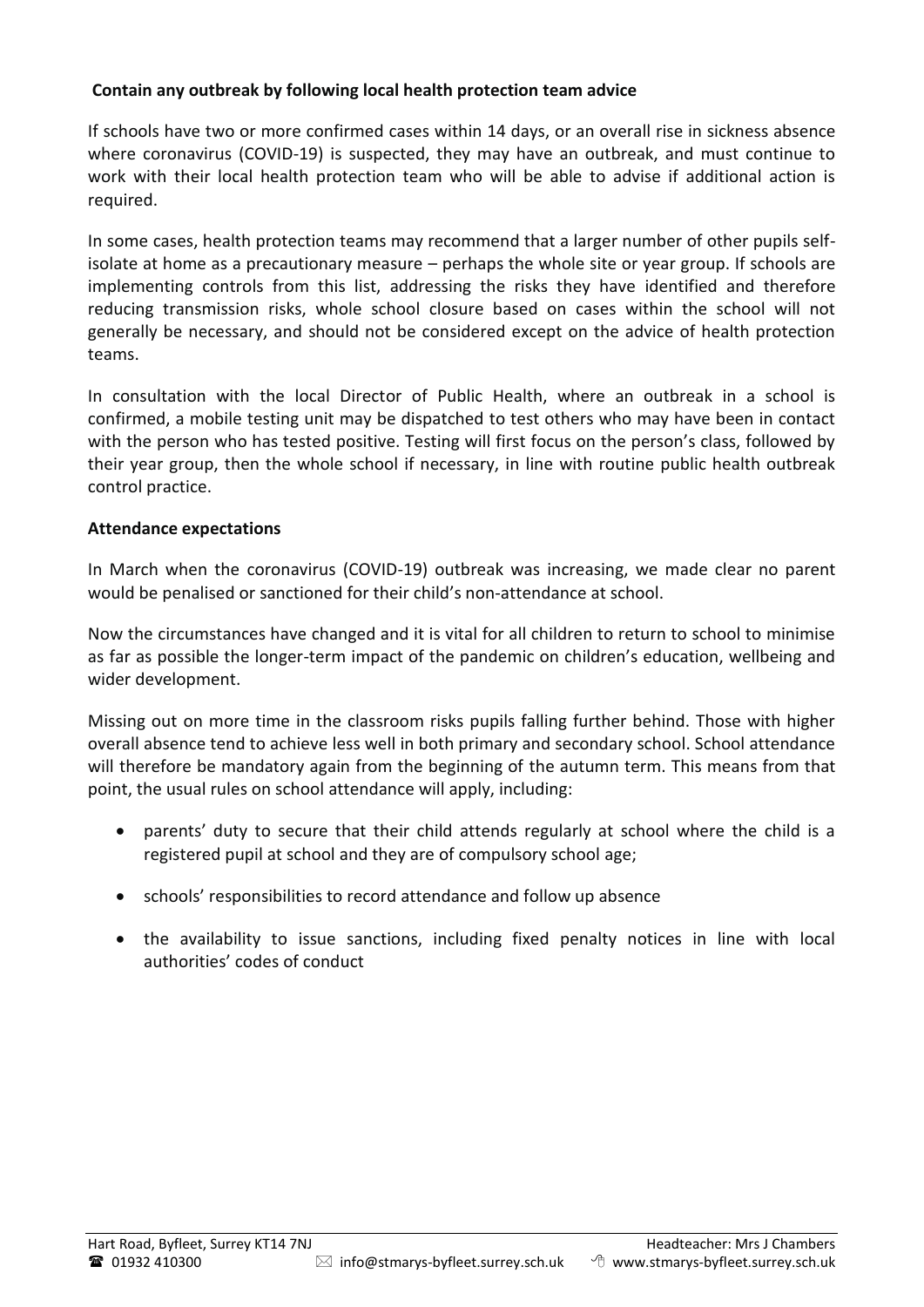**Contain any outbreak by following local health protection team advice**

If schools have two or more confirmed cases within 14 days, or an overall rise in sickness absence where coronavirus (COVID-19) is suspected, they may have an outbreak, and must continue to work with their local health protection team who will be able to advise if additional action is required.

In some cases, health protection teams may recommend that a larger number of other pupils self-isolate at home as a precautionary measure – perhaps the whole site or year group. If schools are implementing controls from this list, addressing the risks they have identified and therefore reducing transmission risks, whole school closure based on cases within the school will not generally be necessary, and should not be considered except on the advice of health protection teams.

In consultation with the local Director of Public Health, where an outbreak in a school is confirmed, a mobile testing unit may be dispatched to test others who may have been in contact with the person who has tested positive. Testing will first focus on the person's class, followed by their year group, then the whole school if necessary, in line with routine public health outbreak control practice.

**Attendance expectations**

In March when the coronavirus (COVID-19) outbreak was increasing, we made clear no parent would be penalised or sanctioned for their child's non-attendance at school.

Now the circumstances have changed and it is vital for all children to return to school to minimise as far as possible the longer-term impact of the pandemic on children's education, wellbeing and wider development.

Missing out on more time in the classroom risks pupils falling further behind. Those with higher overall absence tend to achieve less well in both primary and secondary school. School attendance will therefore be mandatory again from the beginning of the autumn term. This means from that point, the usual rules on school attendance will apply, including:

- parents' duty to secure that their child attends regularly at school where the child is a registered pupil at school and they are of compulsory school age;
- schools' responsibilities to record attendance and follow up absence
- the availability to issue sanctions, including fixed penalty notices in line with local authorities' codes of conduct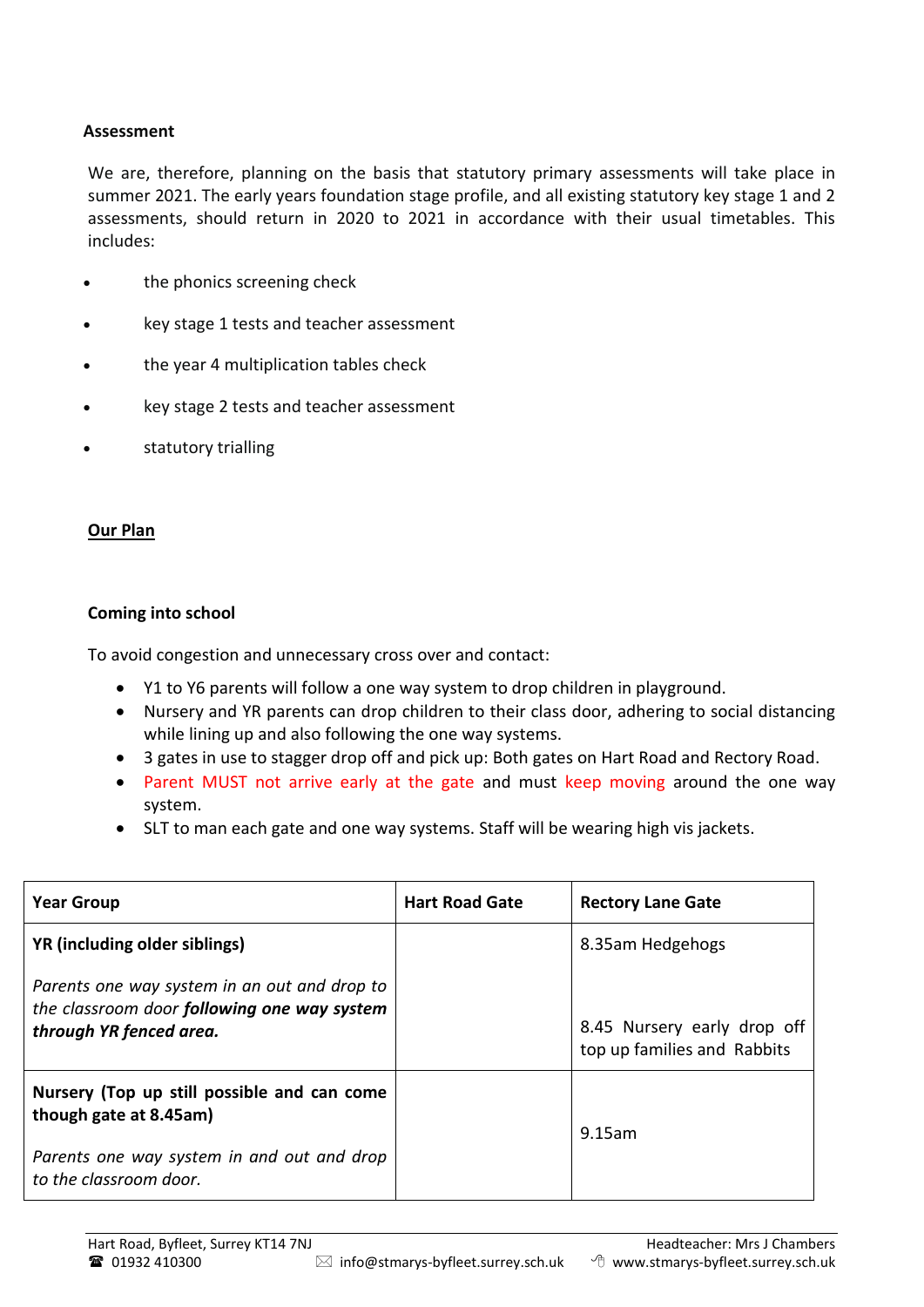**Assessment**

We are, therefore, planning on the basis that statutory primary assessments will take place in summer 2021. The early years foundation stage profile, and all existing statutory key stage 1 and 2 assessments, should return in 2020 to 2021 in accordance with their usual timetables. This includes:

- the phonics screening check
- key stage 1 tests and teacher assessment
- the year 4 multiplication tables check
- key stage 2 tests and teacher assessment
- statutory trialling

**Our Plan**

**Coming into school**

To avoid congestion and unnecessary cross over and contact:

- Y1 to Y6 parents will follow a one way system to drop children in playground.
- Nursery and YR parents can drop children to their class door, adhering to social distancing while lining up and also following the one way systems.
- 3 gates in use to stagger drop off and pick up: Both gates on Hart Road and Rectory Road.
- Parent MUST not arrive early at the gate and must keep moving around the one way system.
- SLT to man each gate and one way systems. Staff will be wearing high vis jackets.

| Year Group | Hart Road Gate | Rectory Lane Gate |
|---|---|---|
| **YR (including older siblings)**<br><br>*Parents one way system in an out and drop to the classroom door* ***following one way system through YR fenced area.*** | | 8.35am Hedgehogs<br><br>8.45 Nursery early drop off top up families and Rabbits |
| **Nursery (Top up still possible and can come though gate at 8.45am)**<br><br>*Parents one way system in and out and drop to the classroom door.* | | 9.15am |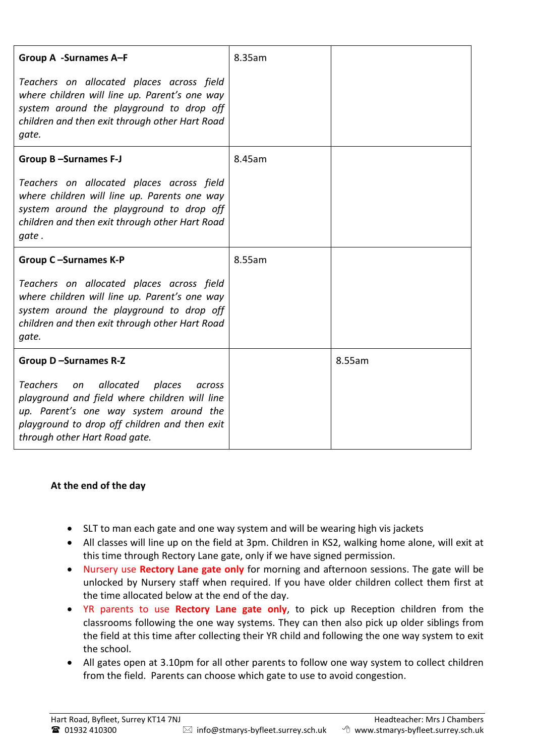| | | |
|---|---|---|
| **Group A -Surnames A–F**<br><br>*Teachers on allocated places across field where children will line up. Parent's one way system around the playground to drop off children and then exit through other Hart Road gate.* | 8.35am | |
| **Group B –Surnames F-J**<br><br>*Teachers on allocated places across field where children will line up. Parents one way system around the playground to drop off children and then exit through other Hart Road gate .* | 8.45am | |
| **Group C –Surnames K-P**<br><br>*Teachers on allocated places across field where children will line up. Parent's one way system around the playground to drop off children and then exit through other Hart Road gate.* | 8.55am | |
| **Group D –Surnames R-Z**<br><br>*Teachers on allocated places across playground and field where children will line up. Parent's one way system around the playground to drop off children and then exit through other Hart Road gate.* | | 8.55am |

**At the end of the day**

- SLT to man each gate and one way system and will be wearing high vis jackets
- All classes will line up on the field at 3pm. Children in KS2, walking home alone, will exit at this time through Rectory Lane gate, only if we have signed permission.
- Nursery use **Rectory Lane gate only** for morning and afternoon sessions. The gate will be unlocked by Nursery staff when required. If you have older children collect them first at the time allocated below at the end of the day.
- YR parents to use **Rectory Lane gate only**, to pick up Reception children from the classrooms following the one way systems. They can then also pick up older siblings from the field at this time after collecting their YR child and following the one way system to exit the school.
- All gates open at 3.10pm for all other parents to follow one way system to collect children from the field. Parents can choose which gate to use to avoid congestion.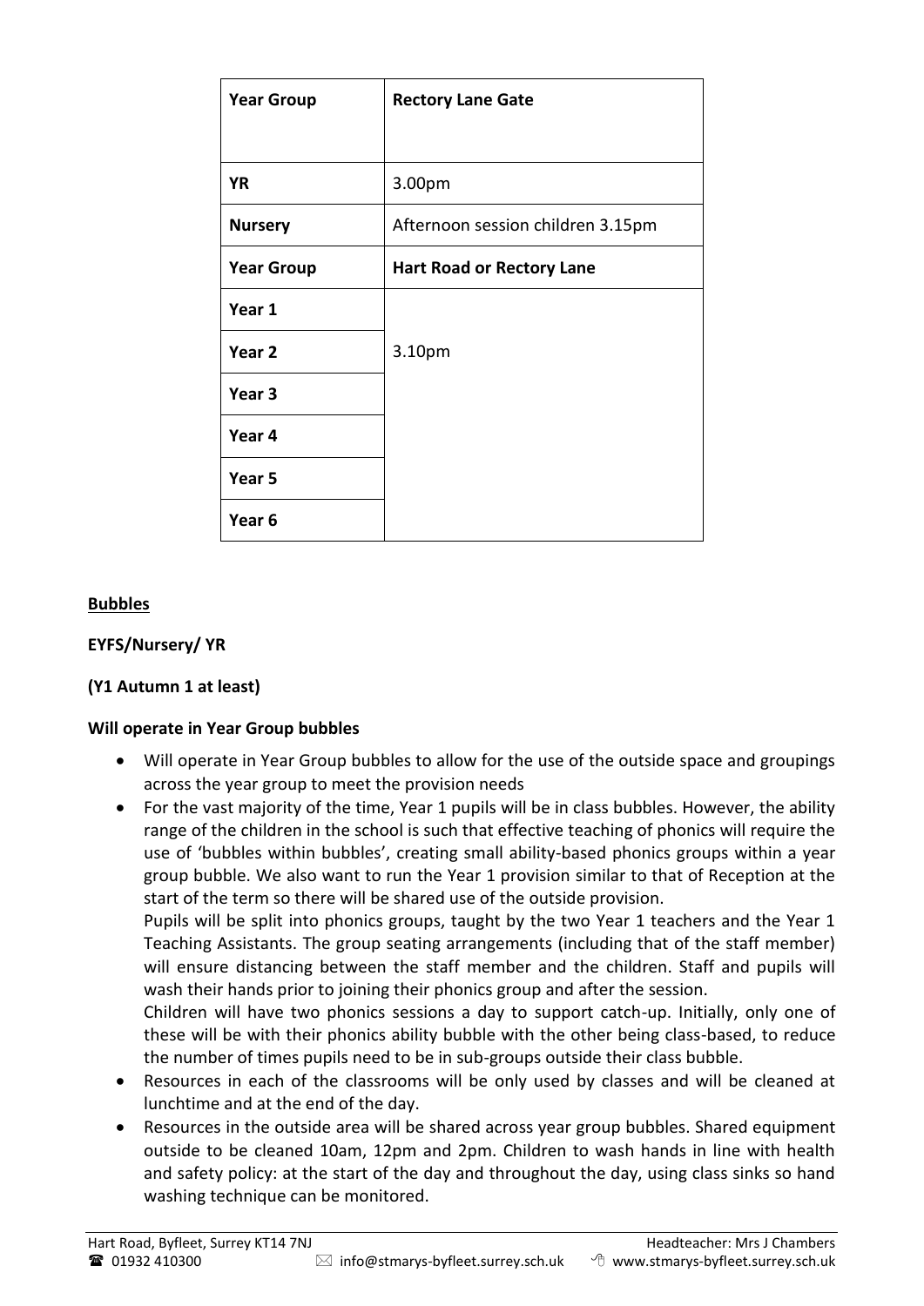| Year Group | Rectory Lane Gate |
| --- | --- |
| YR | 3.00pm |
| Nursery | Afternoon session children 3.15pm |
| **Year Group** | **Hart Road or Rectory Lane** |
| Year 1 | 3.10pm |
| Year 2 | |
| Year 3 | |
| Year 4 | |
| Year 5 | |
| Year 6 | |

**Bubbles**

**EYFS/Nursery/ YR**

**(Y1 Autumn 1 at least)**

**Will operate in Year Group bubbles**

- Will operate in Year Group bubbles to allow for the use of the outside space and groupings across the year group to meet the provision needs
- For the vast majority of the time, Year 1 pupils will be in class bubbles. However, the ability range of the children in the school is such that effective teaching of phonics will require the use of 'bubbles within bubbles', creating small ability-based phonics groups within a year group bubble. We also want to run the Year 1 provision similar to that of Reception at the start of the term so there will be shared use of the outside provision.
  Pupils will be split into phonics groups, taught by the two Year 1 teachers and the Year 1 Teaching Assistants. The group seating arrangements (including that of the staff member) will ensure distancing between the staff member and the children. Staff and pupils will wash their hands prior to joining their phonics group and after the session.
  Children will have two phonics sessions a day to support catch-up. Initially, only one of these will be with their phonics ability bubble with the other being class-based, to reduce the number of times pupils need to be in sub-groups outside their class bubble.
- Resources in each of the classrooms will be only used by classes and will be cleaned at lunchtime and at the end of the day.
- Resources in the outside area will be shared across year group bubbles. Shared equipment outside to be cleaned 10am, 12pm and 2pm. Children to wash hands in line with health and safety policy: at the start of the day and throughout the day, using class sinks so hand washing technique can be monitored.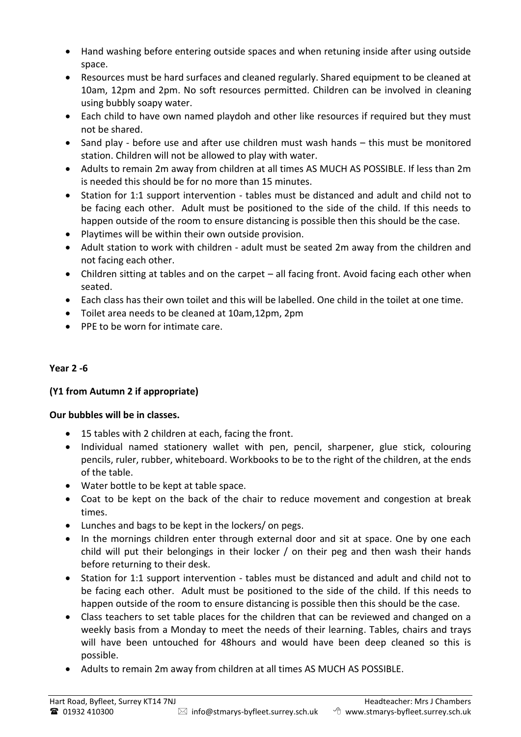- Hand washing before entering outside spaces and when retuning inside after using outside space.
- Resources must be hard surfaces and cleaned regularly. Shared equipment to be cleaned at 10am, 12pm and 2pm. No soft resources permitted. Children can be involved in cleaning using bubbly soapy water.
- Each child to have own named playdoh and other like resources if required but they must not be shared.
- Sand play - before use and after use children must wash hands – this must be monitored station. Children will not be allowed to play with water.
- Adults to remain 2m away from children at all times AS MUCH AS POSSIBLE. If less than 2m is needed this should be for no more than 15 minutes.
- Station for 1:1 support intervention - tables must be distanced and adult and child not to be facing each other. Adult must be positioned to the side of the child. If this needs to happen outside of the room to ensure distancing is possible then this should be the case.
- Playtimes will be within their own outside provision.
- Adult station to work with children - adult must be seated 2m away from the children and not facing each other.
- Children sitting at tables and on the carpet – all facing front. Avoid facing each other when seated.
- Each class has their own toilet and this will be labelled. One child in the toilet at one time.
- Toilet area needs to be cleaned at 10am,12pm, 2pm
- PPE to be worn for intimate care.

**Year 2 -6**

**(Y1 from Autumn 2 if appropriate)**

**Our bubbles will be in classes.**

- 15 tables with 2 children at each, facing the front.
- Individual named stationery wallet with pen, pencil, sharpener, glue stick, colouring pencils, ruler, rubber, whiteboard. Workbooks to be to the right of the children, at the ends of the table.
- Water bottle to be kept at table space.
- Coat to be kept on the back of the chair to reduce movement and congestion at break times.
- Lunches and bags to be kept in the lockers/ on pegs.
- In the mornings children enter through external door and sit at space. One by one each child will put their belongings in their locker / on their peg and then wash their hands before returning to their desk.
- Station for 1:1 support intervention - tables must be distanced and adult and child not to be facing each other. Adult must be positioned to the side of the child. If this needs to happen outside of the room to ensure distancing is possible then this should be the case.
- Class teachers to set table places for the children that can be reviewed and changed on a weekly basis from a Monday to meet the needs of their learning. Tables, chairs and trays will have been untouched for 48hours and would have been deep cleaned so this is possible.
- Adults to remain 2m away from children at all times AS MUCH AS POSSIBLE.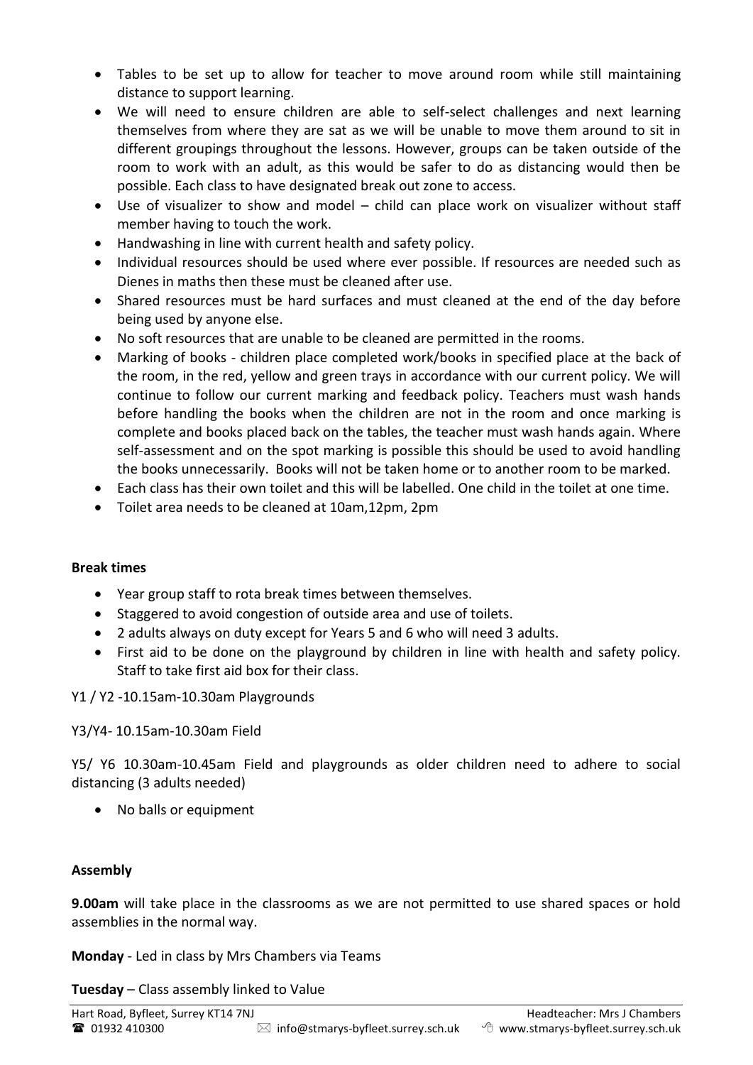- Tables to be set up to allow for teacher to move around room while still maintaining distance to support learning.
- We will need to ensure children are able to self-select challenges and next learning themselves from where they are sat as we will be unable to move them around to sit in different groupings throughout the lessons. However, groups can be taken outside of the room to work with an adult, as this would be safer to do as distancing would then be possible. Each class to have designated break out zone to access.
- Use of visualizer to show and model – child can place work on visualizer without staff member having to touch the work.
- Handwashing in line with current health and safety policy.
- Individual resources should be used where ever possible. If resources are needed such as Dienes in maths then these must be cleaned after use.
- Shared resources must be hard surfaces and must cleaned at the end of the day before being used by anyone else.
- No soft resources that are unable to be cleaned are permitted in the rooms.
- Marking of books - children place completed work/books in specified place at the back of the room, in the red, yellow and green trays in accordance with our current policy. We will continue to follow our current marking and feedback policy. Teachers must wash hands before handling the books when the children are not in the room and once marking is complete and books placed back on the tables, the teacher must wash hands again. Where self-assessment and on the spot marking is possible this should be used to avoid handling the books unnecessarily. Books will not be taken home or to another room to be marked.
- Each class has their own toilet and this will be labelled. One child in the toilet at one time.
- Toilet area needs to be cleaned at 10am,12pm, 2pm

**Break times**

- Year group staff to rota break times between themselves.
- Staggered to avoid congestion of outside area and use of toilets.
- 2 adults always on duty except for Years 5 and 6 who will need 3 adults.
- First aid to be done on the playground by children in line with health and safety policy. Staff to take first aid box for their class.

Y1 / Y2 -10.15am-10.30am Playgrounds

Y3/Y4- 10.15am-10.30am Field

Y5/ Y6 10.30am-10.45am Field and playgrounds as older children need to adhere to social distancing (3 adults needed)

- No balls or equipment

**Assembly**

**9.00am** will take place in the classrooms as we are not permitted to use shared spaces or hold assemblies in the normal way.

**Monday** - Led in class by Mrs Chambers via Teams

**Tuesday** – Class assembly linked to Value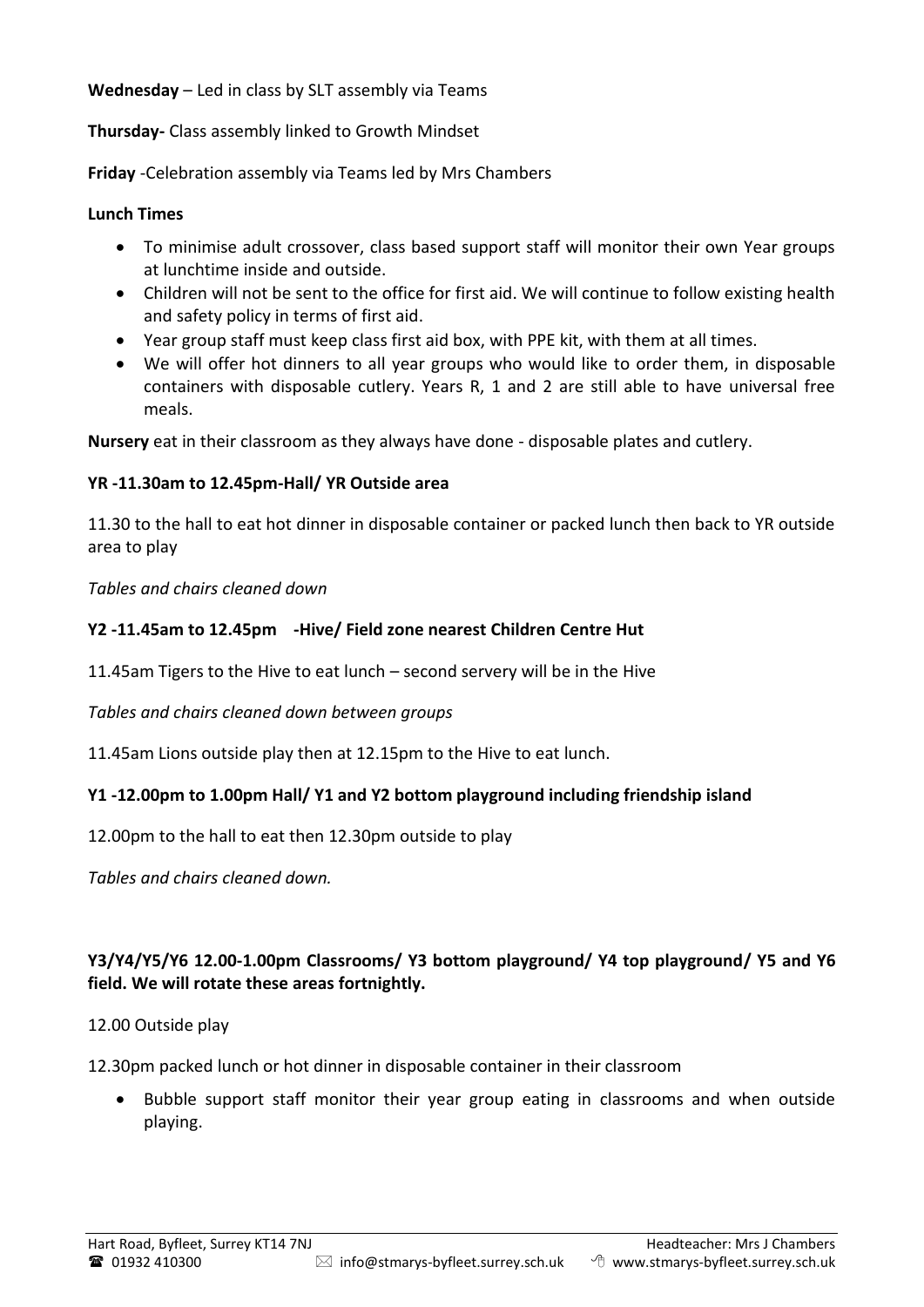**Wednesday** – Led in class by SLT assembly via Teams

**Thursday-** Class assembly linked to Growth Mindset

**Friday** -Celebration assembly via Teams led by Mrs Chambers

**Lunch Times**

- To minimise adult crossover, class based support staff will monitor their own Year groups at lunchtime inside and outside.
- Children will not be sent to the office for first aid. We will continue to follow existing health and safety policy in terms of first aid.
- Year group staff must keep class first aid box, with PPE kit, with them at all times.
- We will offer hot dinners to all year groups who would like to order them, in disposable containers with disposable cutlery. Years R, 1 and 2 are still able to have universal free meals.

**Nursery** eat in their classroom as they always have done - disposable plates and cutlery.

**YR -11.30am to 12.45pm-Hall/ YR Outside area**

11.30 to the hall to eat hot dinner in disposable container or packed lunch then back to YR outside area to play

*Tables and chairs cleaned down*

**Y2 -11.45am to 12.45pm -Hive/ Field zone nearest Children Centre Hut**

11.45am Tigers to the Hive to eat lunch – second servery will be in the Hive

*Tables and chairs cleaned down between groups*

11.45am Lions outside play then at 12.15pm to the Hive to eat lunch.

**Y1 -12.00pm to 1.00pm Hall/ Y1 and Y2 bottom playground including friendship island**

12.00pm to the hall to eat then 12.30pm outside to play

*Tables and chairs cleaned down.*

**Y3/Y4/Y5/Y6 12.00-1.00pm Classrooms/ Y3 bottom playground/ Y4 top playground/ Y5 and Y6 field. We will rotate these areas fortnightly.**

12.00 Outside play

12.30pm packed lunch or hot dinner in disposable container in their classroom

- Bubble support staff monitor their year group eating in classrooms and when outside playing.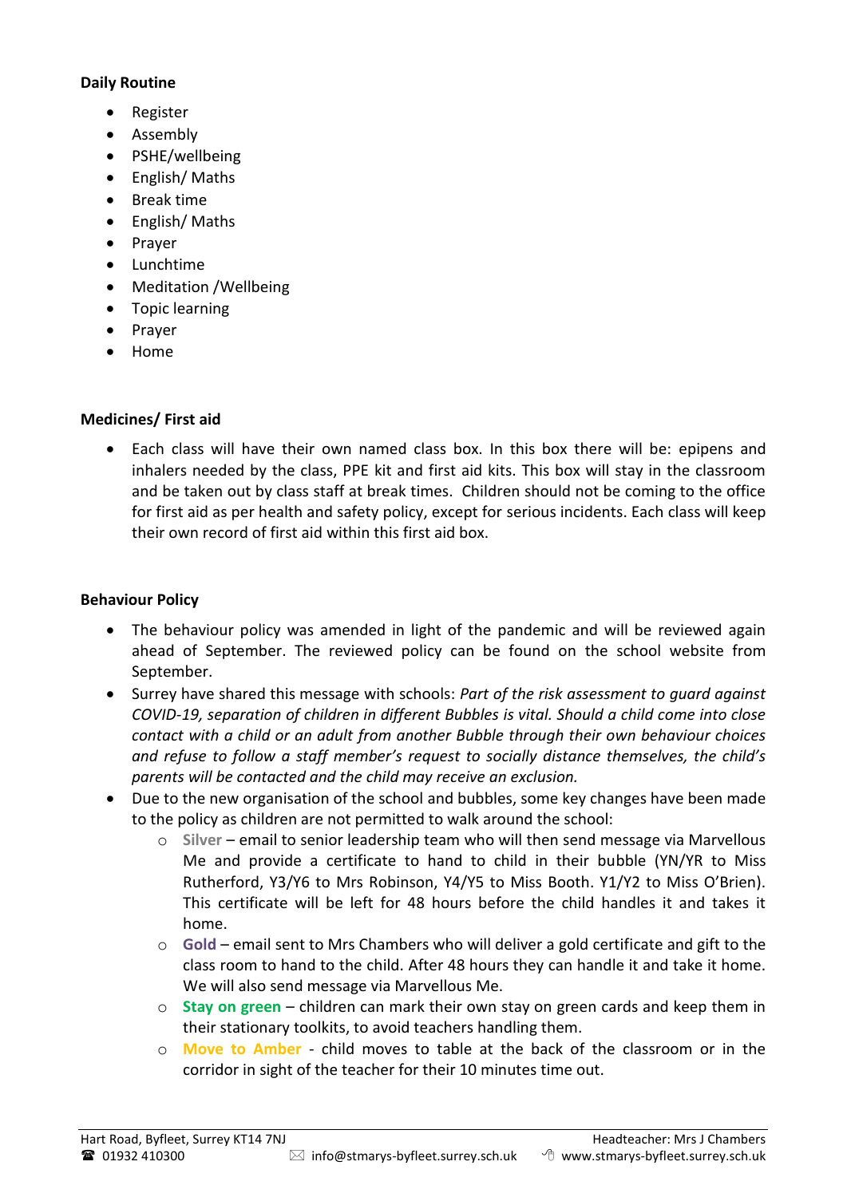**Daily Routine**

- Register
- Assembly
- PSHE/wellbeing
- English/ Maths
- Break time
- English/ Maths
- Prayer
- Lunchtime
- Meditation /Wellbeing
- Topic learning
- Prayer
- Home

**Medicines/ First aid**

- Each class will have their own named class box. In this box there will be: epipens and inhalers needed by the class, PPE kit and first aid kits. This box will stay in the classroom and be taken out by class staff at break times. Children should not be coming to the office for first aid as per health and safety policy, except for serious incidents. Each class will keep their own record of first aid within this first aid box.

**Behaviour Policy**

- The behaviour policy was amended in light of the pandemic and will be reviewed again ahead of September. The reviewed policy can be found on the school website from September.
- Surrey have shared this message with schools: *Part of the risk assessment to guard against COVID-19, separation of children in different Bubbles is vital. Should a child come into close contact with a child or an adult from another Bubble through their own behaviour choices and refuse to follow a staff member's request to socially distance themselves, the child's parents will be contacted and the child may receive an exclusion.*
- Due to the new organisation of the school and bubbles, some key changes have been made to the policy as children are not permitted to walk around the school:
  - **Silver** – email to senior leadership team who will then send message via Marvellous Me and provide a certificate to hand to child in their bubble (YN/YR to Miss Rutherford, Y3/Y6 to Mrs Robinson, Y4/Y5 to Miss Booth. Y1/Y2 to Miss O'Brien). This certificate will be left for 48 hours before the child handles it and takes it home.
  - **Gold** – email sent to Mrs Chambers who will deliver a gold certificate and gift to the class room to hand to the child. After 48 hours they can handle it and take it home. We will also send message via Marvellous Me.
  - **Stay on green** – children can mark their own stay on green cards and keep them in their stationary toolkits, to avoid teachers handling them.
  - **Move to Amber** - child moves to table at the back of the classroom or in the corridor in sight of the teacher for their 10 minutes time out.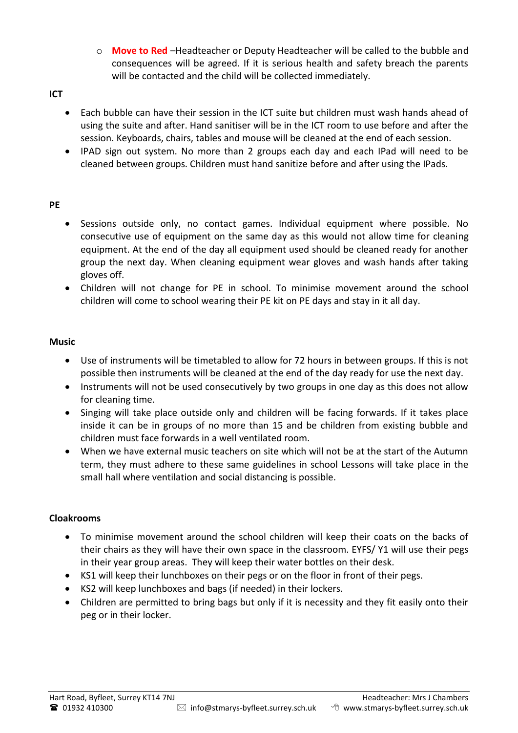- **Move to Red** –Headteacher or Deputy Headteacher will be called to the bubble and consequences will be agreed. If it is serious health and safety breach the parents will be contacted and the child will be collected immediately.

**ICT**

- Each bubble can have their session in the ICT suite but children must wash hands ahead of using the suite and after. Hand sanitiser will be in the ICT room to use before and after the session. Keyboards, chairs, tables and mouse will be cleaned at the end of each session.
- IPAD sign out system. No more than 2 groups each day and each IPad will need to be cleaned between groups. Children must hand sanitize before and after using the IPads.

**PE**

- Sessions outside only, no contact games. Individual equipment where possible. No consecutive use of equipment on the same day as this would not allow time for cleaning equipment. At the end of the day all equipment used should be cleaned ready for another group the next day. When cleaning equipment wear gloves and wash hands after taking gloves off.
- Children will not change for PE in school. To minimise movement around the school children will come to school wearing their PE kit on PE days and stay in it all day.

**Music**

- Use of instruments will be timetabled to allow for 72 hours in between groups. If this is not possible then instruments will be cleaned at the end of the day ready for use the next day.
- Instruments will not be used consecutively by two groups in one day as this does not allow for cleaning time.
- Singing will take place outside only and children will be facing forwards. If it takes place inside it can be in groups of no more than 15 and be children from existing bubble and children must face forwards in a well ventilated room.
- When we have external music teachers on site which will not be at the start of the Autumn term, they must adhere to these same guidelines in school Lessons will take place in the small hall where ventilation and social distancing is possible.

**Cloakrooms**

- To minimise movement around the school children will keep their coats on the backs of their chairs as they will have their own space in the classroom. EYFS/ Y1 will use their pegs in their year group areas. They will keep their water bottles on their desk.
- KS1 will keep their lunchboxes on their pegs or on the floor in front of their pegs.
- KS2 will keep lunchboxes and bags (if needed) in their lockers.
- Children are permitted to bring bags but only if it is necessity and they fit easily onto their peg or in their locker.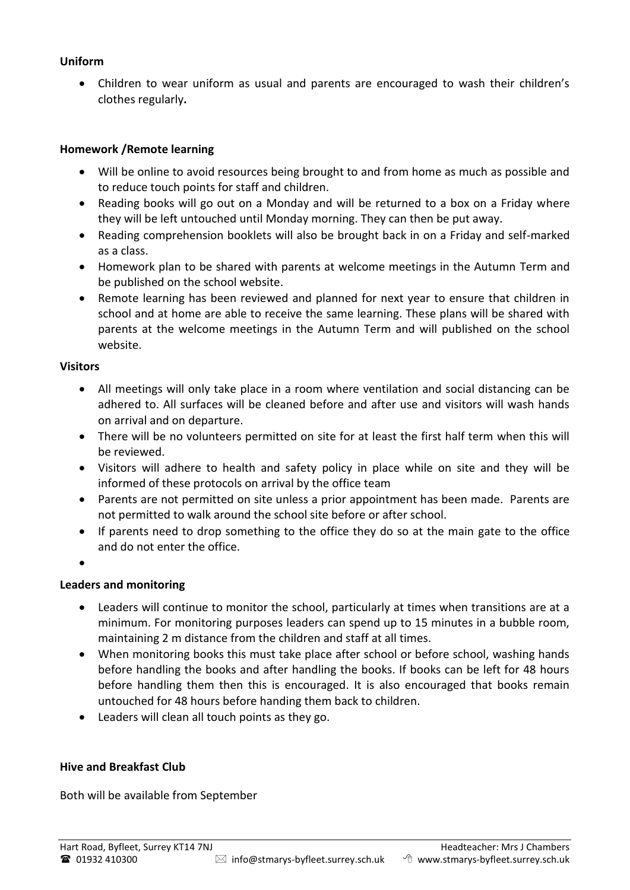**Uniform**

- Children to wear uniform as usual and parents are encouraged to wash their children's clothes regularly**.**

**Homework /Remote learning**

- Will be online to avoid resources being brought to and from home as much as possible and to reduce touch points for staff and children.
- Reading books will go out on a Monday and will be returned to a box on a Friday where they will be left untouched until Monday morning. They can then be put away.
- Reading comprehension booklets will also be brought back in on a Friday and self-marked as a class.
- Homework plan to be shared with parents at welcome meetings in the Autumn Term and be published on the school website.
- Remote learning has been reviewed and planned for next year to ensure that children in school and at home are able to receive the same learning. These plans will be shared with parents at the welcome meetings in the Autumn Term and will published on the school website.

**Visitors**

- All meetings will only take place in a room where ventilation and social distancing can be adhered to. All surfaces will be cleaned before and after use and visitors will wash hands on arrival and on departure.
- There will be no volunteers permitted on site for at least the first half term when this will be reviewed.
- Visitors will adhere to health and safety policy in place while on site and they will be informed of these protocols on arrival by the office team
- Parents are not permitted on site unless a prior appointment has been made. Parents are not permitted to walk around the school site before or after school.
- If parents need to drop something to the office they do so at the main gate to the office and do not enter the office.

**Leaders and monitoring**

- Leaders will continue to monitor the school, particularly at times when transitions are at a minimum. For monitoring purposes leaders can spend up to 15 minutes in a bubble room, maintaining 2 m distance from the children and staff at all times.
- When monitoring books this must take place after school or before school, washing hands before handling the books and after handling the books. If books can be left for 48 hours before handling them then this is encouraged. It is also encouraged that books remain untouched for 48 hours before handing them back to children.
- Leaders will clean all touch points as they go.

**Hive and Breakfast Club**

Both will be available from September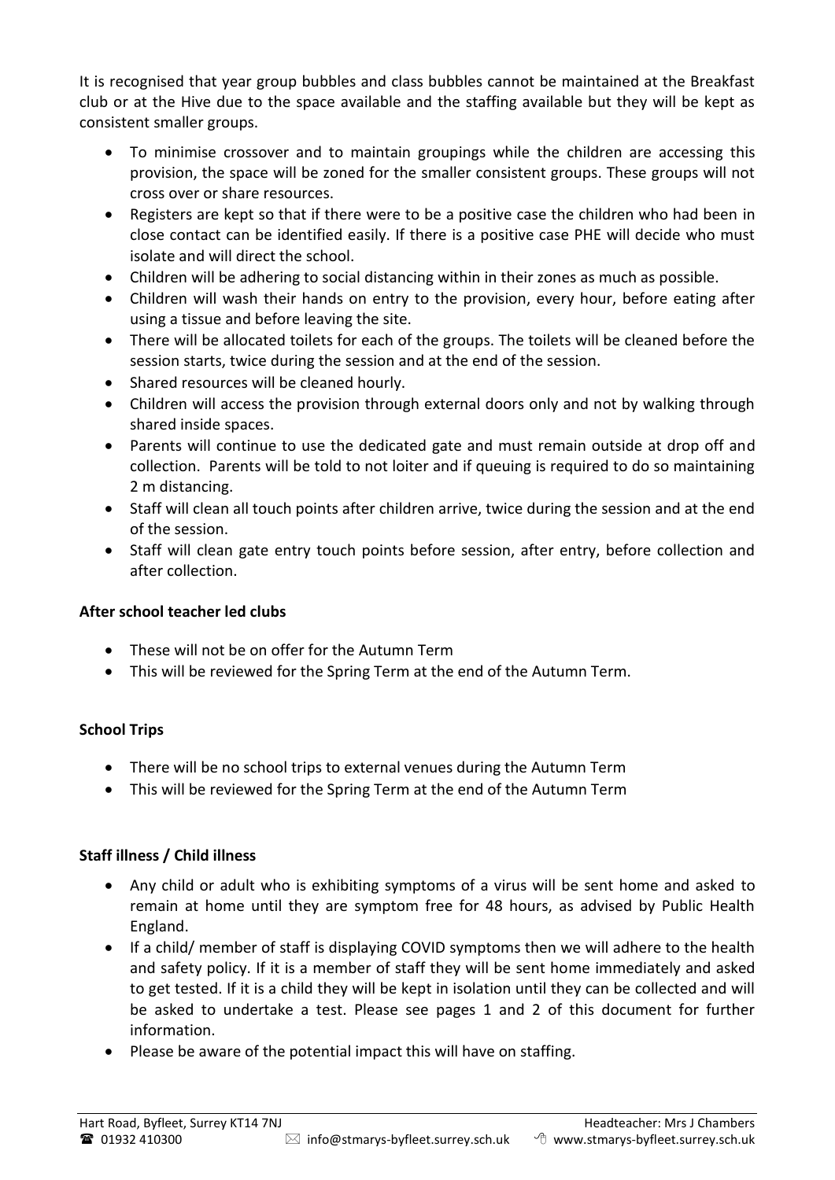It is recognised that year group bubbles and class bubbles cannot be maintained at the Breakfast club or at the Hive due to the space available and the staffing available but they will be kept as consistent smaller groups.

- To minimise crossover and to maintain groupings while the children are accessing this provision, the space will be zoned for the smaller consistent groups. These groups will not cross over or share resources.
- Registers are kept so that if there were to be a positive case the children who had been in close contact can be identified easily. If there is a positive case PHE will decide who must isolate and will direct the school.
- Children will be adhering to social distancing within in their zones as much as possible.
- Children will wash their hands on entry to the provision, every hour, before eating after using a tissue and before leaving the site.
- There will be allocated toilets for each of the groups. The toilets will be cleaned before the session starts, twice during the session and at the end of the session.
- Shared resources will be cleaned hourly.
- Children will access the provision through external doors only and not by walking through shared inside spaces.
- Parents will continue to use the dedicated gate and must remain outside at drop off and collection. Parents will be told to not loiter and if queuing is required to do so maintaining 2 m distancing.
- Staff will clean all touch points after children arrive, twice during the session and at the end of the session.
- Staff will clean gate entry touch points before session, after entry, before collection and after collection.

**After school teacher led clubs**

- These will not be on offer for the Autumn Term
- This will be reviewed for the Spring Term at the end of the Autumn Term.

**School Trips**

- There will be no school trips to external venues during the Autumn Term
- This will be reviewed for the Spring Term at the end of the Autumn Term

**Staff illness / Child illness**

- Any child or adult who is exhibiting symptoms of a virus will be sent home and asked to remain at home until they are symptom free for 48 hours, as advised by Public Health England.
- If a child/ member of staff is displaying COVID symptoms then we will adhere to the health and safety policy. If it is a member of staff they will be sent home immediately and asked to get tested. If it is a child they will be kept in isolation until they can be collected and will be asked to undertake a test. Please see pages 1 and 2 of this document for further information.
- Please be aware of the potential impact this will have on staffing.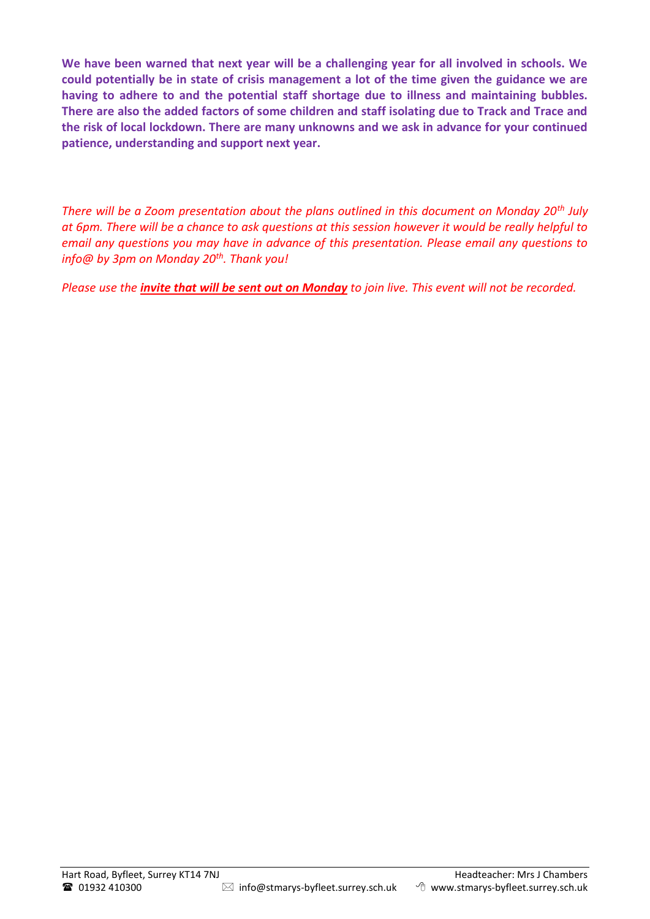**We have been warned that next year will be a challenging year for all involved in schools. We could potentially be in state of crisis management a lot of the time given the guidance we are having to adhere to and the potential staff shortage due to illness and maintaining bubbles. There are also the added factors of some children and staff isolating due to Track and Trace and the risk of local lockdown. There are many unknowns and we ask in advance for your continued patience, understanding and support next year.**

*There will be a Zoom presentation about the plans outlined in this document on Monday 20th July at 6pm. There will be a chance to ask questions at this session however it would be really helpful to email any questions you may have in advance of this presentation. Please email any questions to info@ by 3pm on Monday 20th. Thank you!*

*Please use the* ***invite that will be sent out on Monday*** *to join live. This event will not be recorded.*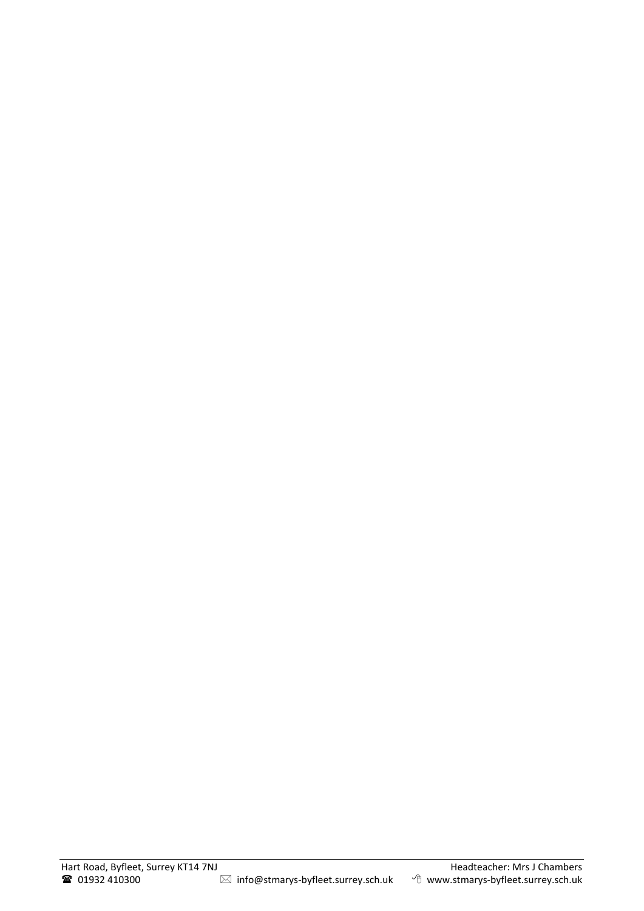Hart Road, Byfleet, Surrey KT14 7NJ

Headteacher: Mrs J Chambers

☎ 01932 410300

✉ info@stmarys-byfleet.surrey.sch.uk

www.stmarys-byfleet.surrey.sch.uk